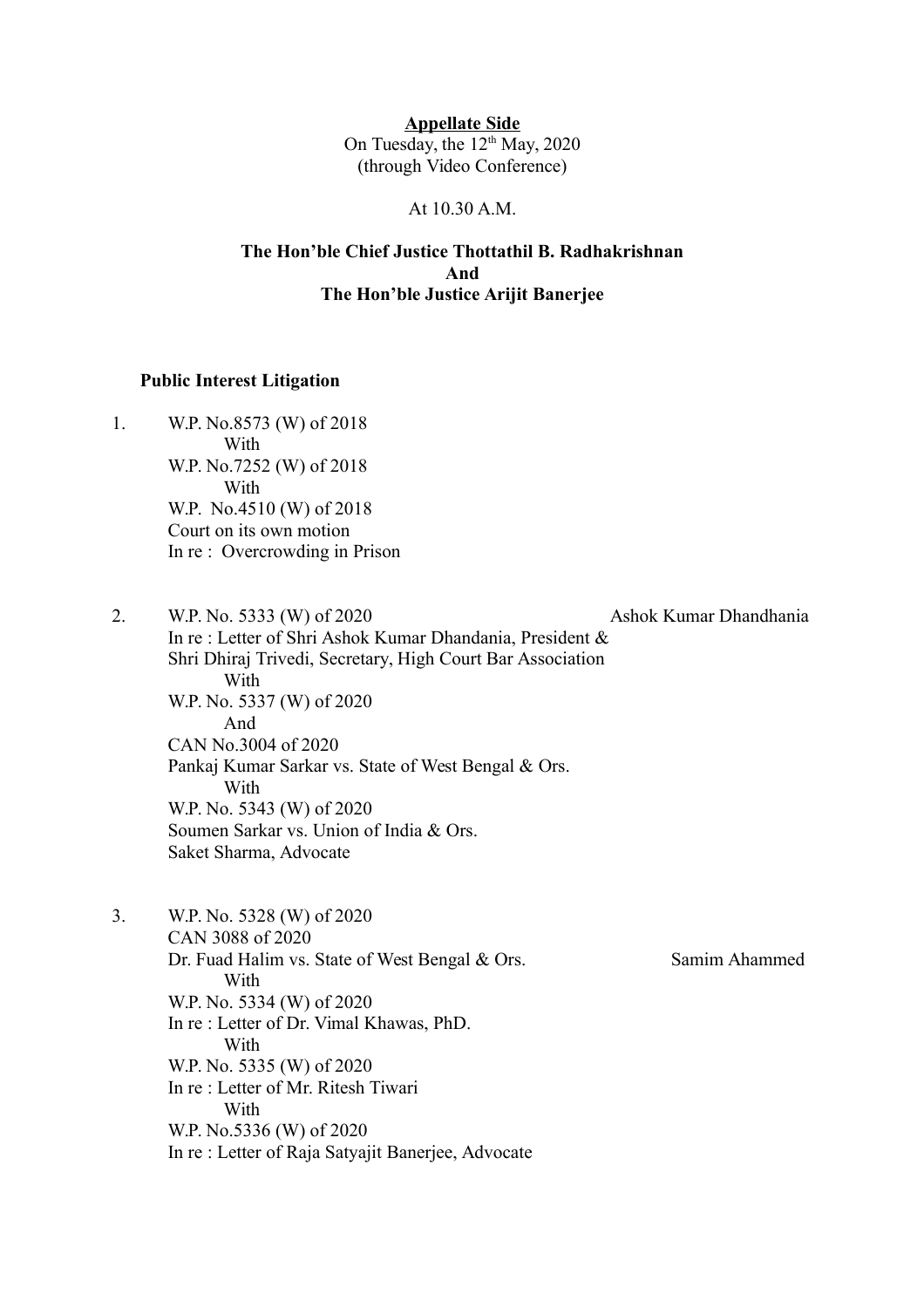**Appellate Side**

On Tuesday, the 12th May, 2020
(through Video Conference)

At 10.30 A.M.

**The Hon'ble Chief Justice Thottathil B. Radhakrishnan**
**And**
**The Hon'ble Justice Arijit Banerjee**

**Public Interest Litigation**

1. W.P. No.8573 (W) of 2018
   With
   W.P. No.7252 (W) of 2018
   With
   W.P. No.4510 (W) of 2018
   Court on its own motion
   In re : Overcrowding in Prison

2. W.P. No. 5333 (W) of 2020 — Ashok Kumar Dhandhania
   In re : Letter of Shri Ashok Kumar Dhandania, President & Shri Dhiraj Trivedi, Secretary, High Court Bar Association
   With
   W.P. No. 5337 (W) of 2020
   And
   CAN No.3004 of 2020
   Pankaj Kumar Sarkar vs. State of West Bengal & Ors.
   With
   W.P. No. 5343 (W) of 2020
   Soumen Sarkar vs. Union of India & Ors.
   Saket Sharma, Advocate

3. W.P. No. 5328 (W) of 2020
   CAN 3088 of 2020
   Dr. Fuad Halim vs. State of West Bengal & Ors. — Samim Ahammed
   With
   W.P. No. 5334 (W) of 2020
   In re : Letter of Dr. Vimal Khawas, PhD.
   With
   W.P. No. 5335 (W) of 2020
   In re : Letter of Mr. Ritesh Tiwari
   With
   W.P. No.5336 (W) of 2020
   In re : Letter of Raja Satyajit Banerjee, Advocate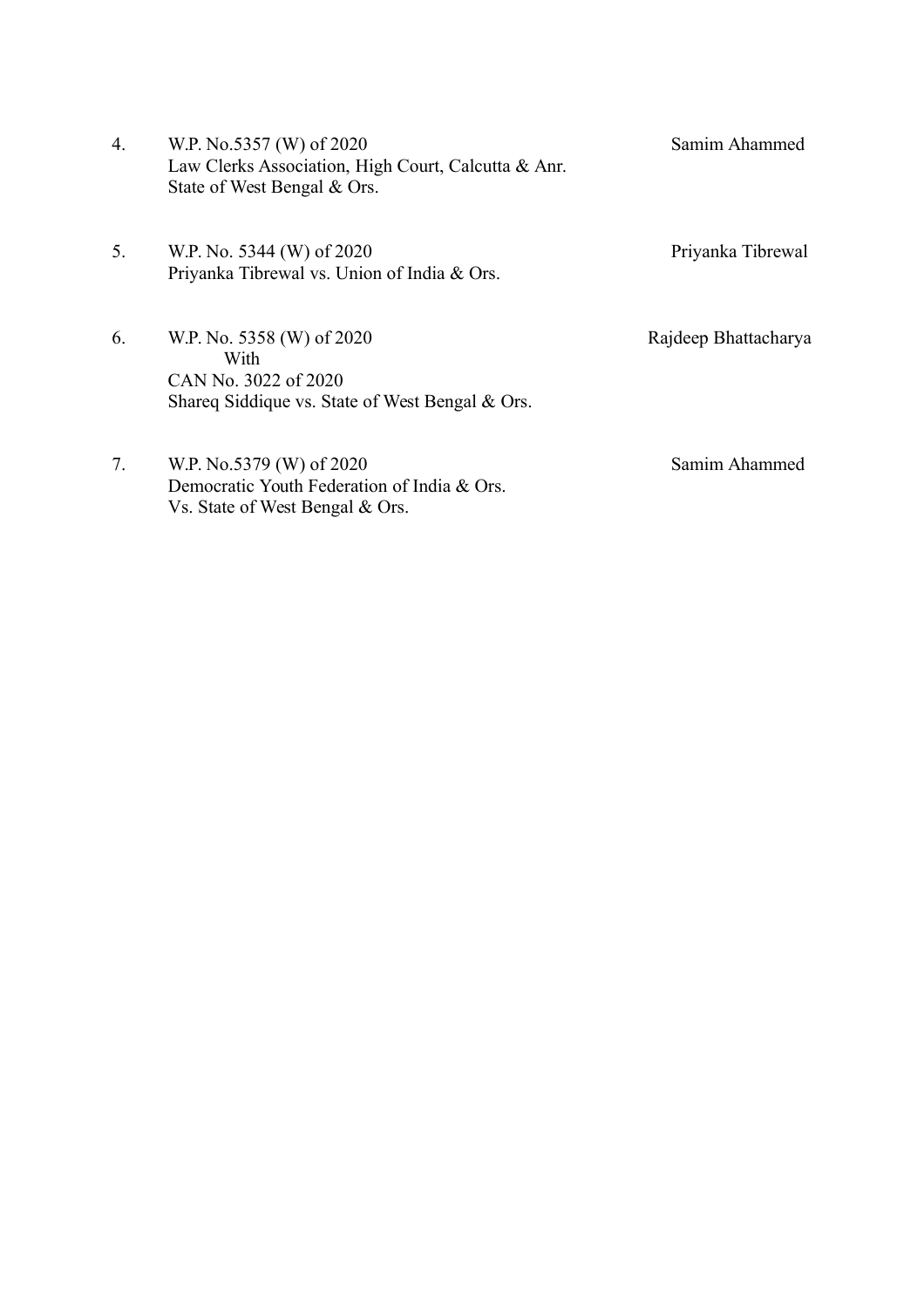| | | |
|---|---|---|
| 4. | W.P. No.5357 (W) of 2020<br>Law Clerks Association, High Court, Calcutta & Anr.<br>State of West Bengal & Ors. | Samim Ahammed |
| 5. | W.P. No. 5344 (W) of 2020<br>Priyanka Tibrewal vs. Union of India & Ors. | Priyanka Tibrewal |
| 6. | W.P. No. 5358 (W) of 2020<br>With<br>CAN No. 3022 of 2020<br>Shareq Siddique vs. State of West Bengal & Ors. | Rajdeep Bhattacharya |
| 7. | W.P. No.5379 (W) of 2020<br>Democratic Youth Federation of India & Ors.<br>Vs. State of West Bengal & Ors. | Samim Ahammed |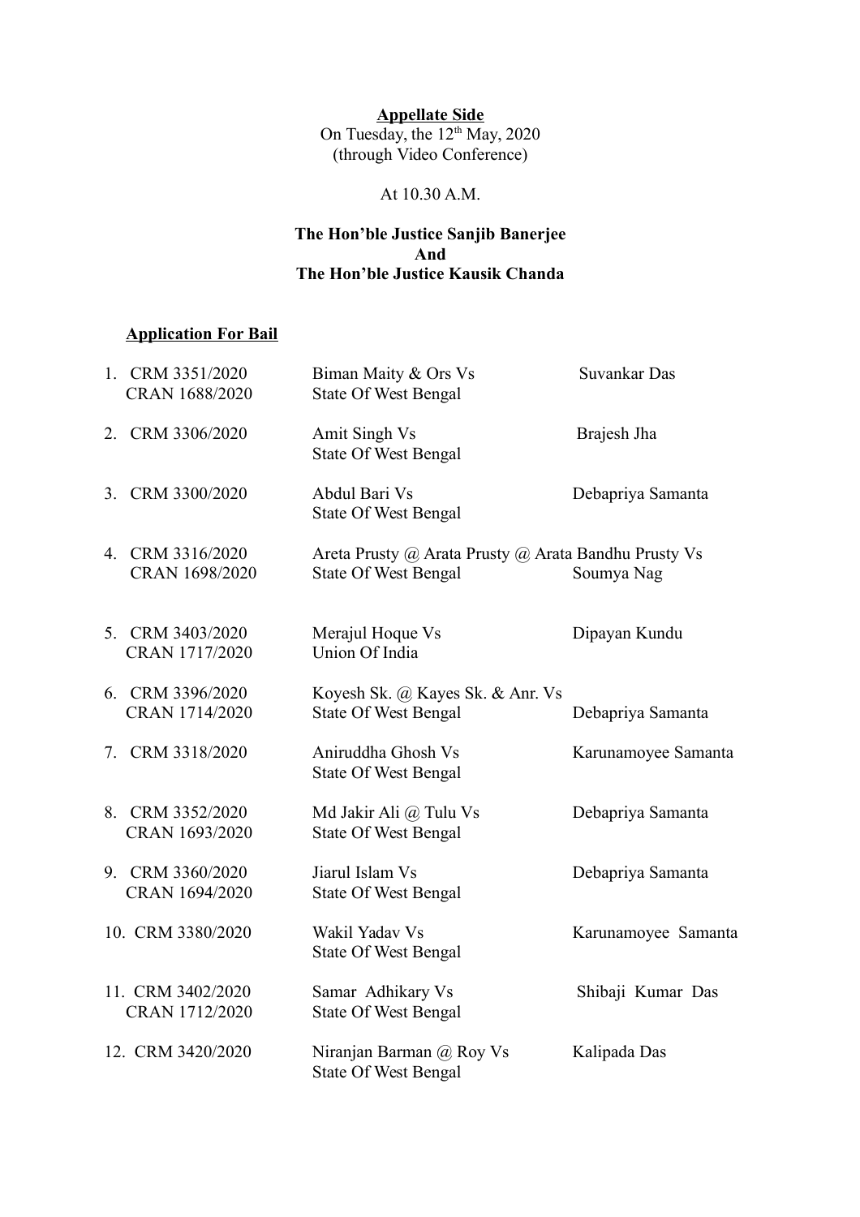**Appellate Side**

On Tuesday, the 12th May, 2020
(through Video Conference)

At 10.30 A.M.

**The Hon'ble Justice Sanjib Banerjee**
**And**
**The Hon'ble Justice Kausik Chanda**

**Application For Bail**

| No. | Case No. | Parties | Advocate |
|---|---|---|---|
| 1. | CRM 3351/2020<br>CRAN 1688/2020 | Biman Maity & Ors Vs<br>State Of West Bengal | Suvankar Das |
| 2. | CRM 3306/2020 | Amit Singh Vs<br>State Of West Bengal | Brajesh Jha |
| 3. | CRM 3300/2020 | Abdul Bari Vs<br>State Of West Bengal | Debapriya Samanta |
| 4. | CRM 3316/2020<br>CRAN 1698/2020 | Areta Prusty @ Arata Prusty @ Arata Bandhu Prusty Vs<br>State Of West Bengal | Soumya Nag |
| 5. | CRM 3403/2020<br>CRAN 1717/2020 | Merajul Hoque Vs<br>Union Of India | Dipayan Kundu |
| 6. | CRM 3396/2020<br>CRAN 1714/2020 | Koyesh Sk. @ Kayes Sk. & Anr. Vs<br>State Of West Bengal | Debapriya Samanta |
| 7. | CRM 3318/2020 | Aniruddha Ghosh Vs<br>State Of West Bengal | Karunamoyee Samanta |
| 8. | CRM 3352/2020<br>CRAN 1693/2020 | Md Jakir Ali @ Tulu Vs<br>State Of West Bengal | Debapriya Samanta |
| 9. | CRM 3360/2020<br>CRAN 1694/2020 | Jiarul Islam Vs<br>State Of West Bengal | Debapriya Samanta |
| 10. | CRM 3380/2020 | Wakil Yadav Vs<br>State Of West Bengal | Karunamoyee Samanta |
| 11. | CRM 3402/2020<br>CRAN 1712/2020 | Samar Adhikary Vs<br>State Of West Bengal | Shibaji Kumar Das |
| 12. | CRM 3420/2020 | Niranjan Barman @ Roy Vs<br>State Of West Bengal | Kalipada Das |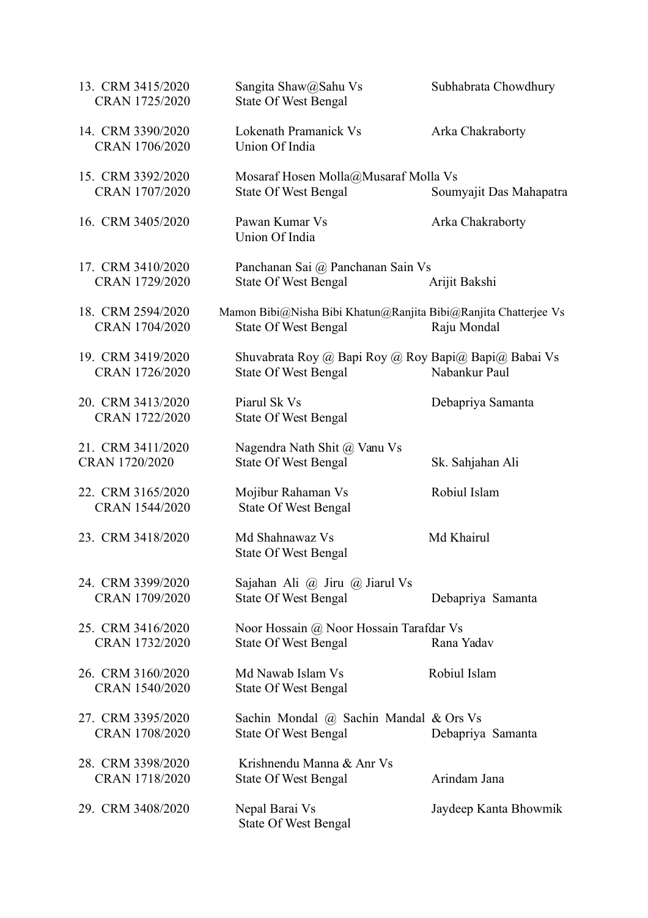13. CRM 3415/2020 &nbsp; Sangita Shaw@Sahu Vs &nbsp; Subhabrata Chowdhury
    CRAN 1725/2020 &nbsp; State Of West Bengal

14. CRM 3390/2020 &nbsp; Lokenath Pramanick Vs &nbsp; Arka Chakraborty
    CRAN 1706/2020 &nbsp; Union Of India

15. CRM 3392/2020 &nbsp; Mosaraf Hosen Molla@Musaraf Molla Vs
    CRAN 1707/2020 &nbsp; State Of West Bengal &nbsp; Soumyajit Das Mahapatra

16. CRM 3405/2020 &nbsp; Pawan Kumar Vs &nbsp; Arka Chakraborty
    Union Of India

17. CRM 3410/2020 &nbsp; Panchanan Sai @ Panchanan Sain Vs
    CRAN 1729/2020 &nbsp; State Of West Bengal &nbsp; Arijit Bakshi

18. CRM 2594/2020 &nbsp; Mamon Bibi@Nisha Bibi Khatun@Ranjita Bibi@Ranjita Chatterjee Vs
    CRAN 1704/2020 &nbsp; State Of West Bengal &nbsp; Raju Mondal

19. CRM 3419/2020 &nbsp; Shuvabrata Roy @ Bapi Roy @ Roy Bapi@ Bapi@ Babai Vs
    CRAN 1726/2020 &nbsp; State Of West Bengal &nbsp; Nabankur Paul

20. CRM 3413/2020 &nbsp; Piarul Sk Vs &nbsp; Debapriya Samanta
    CRAN 1722/2020 &nbsp; State Of West Bengal

21. CRM 3411/2020 &nbsp; Nagendra Nath Shit @ Vanu Vs
    CRAN 1720/2020 &nbsp; State Of West Bengal &nbsp; Sk. Sahjahan Ali

22. CRM 3165/2020 &nbsp; Mojibur Rahaman Vs &nbsp; Robiul Islam
    CRAN 1544/2020 &nbsp; State Of West Bengal

23. CRM 3418/2020 &nbsp; Md Shahnawaz Vs &nbsp; Md Khairul
    State Of West Bengal

24. CRM 3399/2020 &nbsp; Sajahan Ali @ Jiru @ Jiarul Vs
    CRAN 1709/2020 &nbsp; State Of West Bengal &nbsp; Debapriya Samanta

25. CRM 3416/2020 &nbsp; Noor Hossain @ Noor Hossain Tarafdar Vs
    CRAN 1732/2020 &nbsp; State Of West Bengal &nbsp; Rana Yadav

26. CRM 3160/2020 &nbsp; Md Nawab Islam Vs &nbsp; Robiul Islam
    CRAN 1540/2020 &nbsp; State Of West Bengal

27. CRM 3395/2020 &nbsp; Sachin Mondal @ Sachin Mandal & Ors Vs
    CRAN 1708/2020 &nbsp; State Of West Bengal &nbsp; Debapriya Samanta

28. CRM 3398/2020 &nbsp; Krishnendu Manna & Anr Vs
    CRAN 1718/2020 &nbsp; State Of West Bengal &nbsp; Arindam Jana

29. CRM 3408/2020 &nbsp; Nepal Barai Vs &nbsp; Jaydeep Kanta Bhowmik
    State Of West Bengal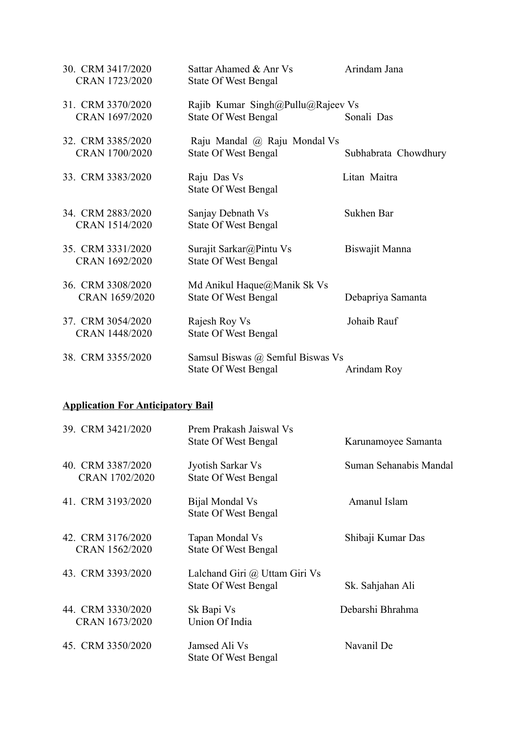| | | |
|---|---|---|
| 30. CRM 3417/2020<br>CRAN 1723/2020 | Sattar Ahamed & Anr Vs<br>State Of West Bengal | Arindam Jana |
| 31. CRM 3370/2020<br>CRAN 1697/2020 | Rajib Kumar Singh@Pullu@Rajeev Vs<br>State Of West Bengal | Sonali Das |
| 32. CRM 3385/2020<br>CRAN 1700/2020 | Raju Mandal @ Raju Mondal Vs<br>State Of West Bengal | Subhabrata Chowdhury |
| 33. CRM 3383/2020 | Raju Das Vs<br>State Of West Bengal | Litan Maitra |
| 34. CRM 2883/2020<br>CRAN 1514/2020 | Sanjay Debnath Vs<br>State Of West Bengal | Sukhen Bar |
| 35. CRM 3331/2020<br>CRAN 1692/2020 | Surajit Sarkar@Pintu Vs<br>State Of West Bengal | Biswajit Manna |
| 36. CRM 3308/2020<br>CRAN 1659/2020 | Md Anikul Haque@Manik Sk Vs<br>State Of West Bengal | Debapriya Samanta |
| 37. CRM 3054/2020<br>CRAN 1448/2020 | Rajesh Roy Vs<br>State Of West Bengal | Johaib Rauf |
| 38. CRM 3355/2020 | Samsul Biswas @ Semful Biswas Vs<br>State Of West Bengal | Arindam Roy |

**Application For Anticipatory Bail**

| | | |
|---|---|---|
| 39. CRM 3421/2020 | Prem Prakash Jaiswal Vs<br>State Of West Bengal | Karunamoyee Samanta |
| 40. CRM 3387/2020<br>CRAN 1702/2020 | Jyotish Sarkar Vs<br>State Of West Bengal | Suman Sehanabis Mandal |
| 41. CRM 3193/2020 | Bijal Mondal Vs<br>State Of West Bengal | Amanul Islam |
| 42. CRM 3176/2020<br>CRAN 1562/2020 | Tapan Mondal Vs<br>State Of West Bengal | Shibaji Kumar Das |
| 43. CRM 3393/2020 | Lalchand Giri @ Uttam Giri Vs<br>State Of West Bengal | Sk. Sahjahan Ali |
| 44. CRM 3330/2020<br>CRAN 1673/2020 | Sk Bapi Vs<br>Union Of India | Debarshi Bhrahma |
| 45. CRM 3350/2020 | Jamsed Ali Vs<br>State Of West Bengal | Navanil De |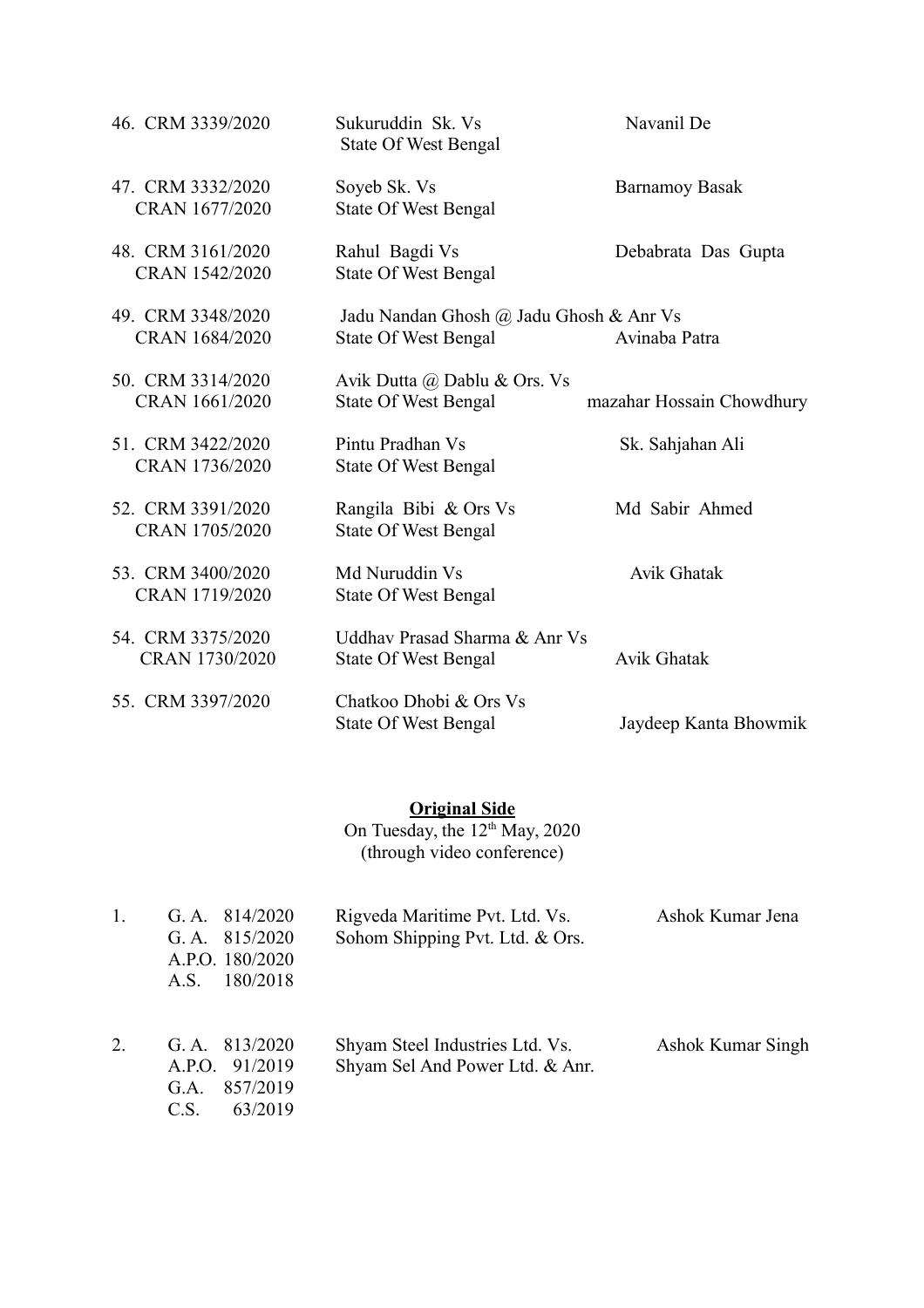| | | | |
|---|---|---|---|
| 46. | CRM 3339/2020 | Sukuruddin Sk. Vs State Of West Bengal | Navanil De |
| 47. | CRM 3332/2020 CRAN 1677/2020 | Soyeb Sk. Vs State Of West Bengal | Barnamoy Basak |
| 48. | CRM 3161/2020 CRAN 1542/2020 | Rahul Bagdi Vs State Of West Bengal | Debabrata Das Gupta |
| 49. | CRM 3348/2020 CRAN 1684/2020 | Jadu Nandan Ghosh @ Jadu Ghosh & Anr Vs State Of West Bengal | Avinaba Patra |
| 50. | CRM 3314/2020 CRAN 1661/2020 | Avik Dutta @ Dablu & Ors. Vs State Of West Bengal | mazahar Hossain Chowdhury |
| 51. | CRM 3422/2020 CRAN 1736/2020 | Pintu Pradhan Vs State Of West Bengal | Sk. Sahjahan Ali |
| 52. | CRM 3391/2020 CRAN 1705/2020 | Rangila Bibi & Ors Vs State Of West Bengal | Md Sabir Ahmed |
| 53. | CRM 3400/2020 CRAN 1719/2020 | Md Nuruddin Vs State Of West Bengal | Avik Ghatak |
| 54. | CRM 3375/2020 CRAN 1730/2020 | Uddhav Prasad Sharma & Anr Vs State Of West Bengal | Avik Ghatak |
| 55. | CRM 3397/2020 | Chatkoo Dhobi & Ors Vs State Of West Bengal | Jaydeep Kanta Bhowmik |

**Original Side**

On Tuesday, the 12th May, 2020
(through video conference)

| | | | |
|---|---|---|---|
| 1. | G. A. 814/2020 G. A. 815/2020 A.P.O. 180/2020 A.S. 180/2018 | Rigveda Maritime Pvt. Ltd. Vs. Sohom Shipping Pvt. Ltd. & Ors. | Ashok Kumar Jena |
| 2. | G. A. 813/2020 A.P.O. 91/2019 G.A. 857/2019 C.S. 63/2019 | Shyam Steel Industries Ltd. Vs. Shyam Sel And Power Ltd. & Anr. | Ashok Kumar Singh |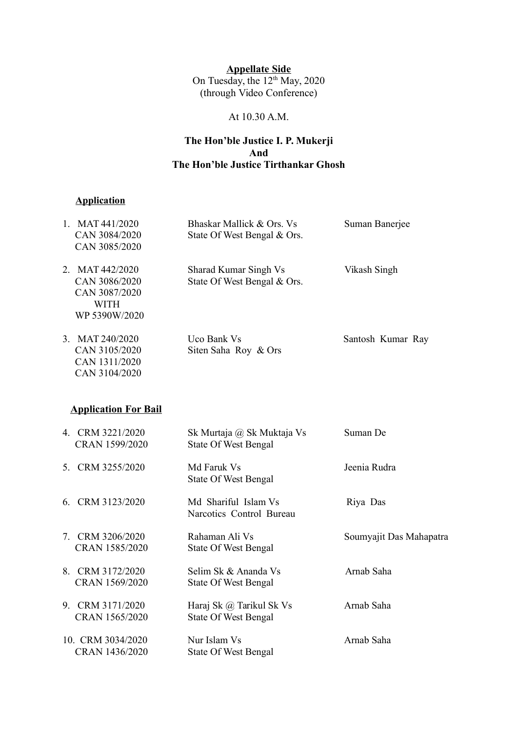**Appellate Side**

On Tuesday, the 12th May, 2020
(through Video Conference)

At 10.30 A.M.

**The Hon'ble Justice I. P. Mukerji**
**And**
**The Hon'ble Justice Tirthankar Ghosh**

**Application**

| | | |
|---|---|---|
| 1. MAT 441/2020<br>CAN 3084/2020<br>CAN 3085/2020 | Bhaskar Mallick & Ors. Vs<br>State Of West Bengal & Ors. | Suman Banerjee |
| 2. MAT 442/2020<br>CAN 3086/2020<br>CAN 3087/2020<br>WITH<br>WP 5390W/2020 | Sharad Kumar Singh Vs<br>State Of West Bengal & Ors. | Vikash Singh |
| 3. MAT 240/2020<br>CAN 3105/2020<br>CAN 1311/2020<br>CAN 3104/2020 | Uco Bank Vs<br>Siten Saha Roy & Ors | Santosh Kumar Ray |

**Application For Bail**

| | | |
|---|---|---|
| 4. CRM 3221/2020<br>CRAN 1599/2020 | Sk Murtaja @ Sk Muktaja Vs<br>State Of West Bengal | Suman De |
| 5. CRM 3255/2020 | Md Faruk Vs<br>State Of West Bengal | Jeenia Rudra |
| 6. CRM 3123/2020 | Md Shariful Islam Vs<br>Narcotics Control Bureau | Riya Das |
| 7. CRM 3206/2020<br>CRAN 1585/2020 | Rahaman Ali Vs<br>State Of West Bengal | Soumyajit Das Mahapatra |
| 8. CRM 3172/2020<br>CRAN 1569/2020 | Selim Sk & Ananda Vs<br>State Of West Bengal | Arnab Saha |
| 9. CRM 3171/2020<br>CRAN 1565/2020 | Haraj Sk @ Tarikul Sk Vs<br>State Of West Bengal | Arnab Saha |
| 10. CRM 3034/2020<br>CRAN 1436/2020 | Nur Islam Vs<br>State Of West Bengal | Arnab Saha |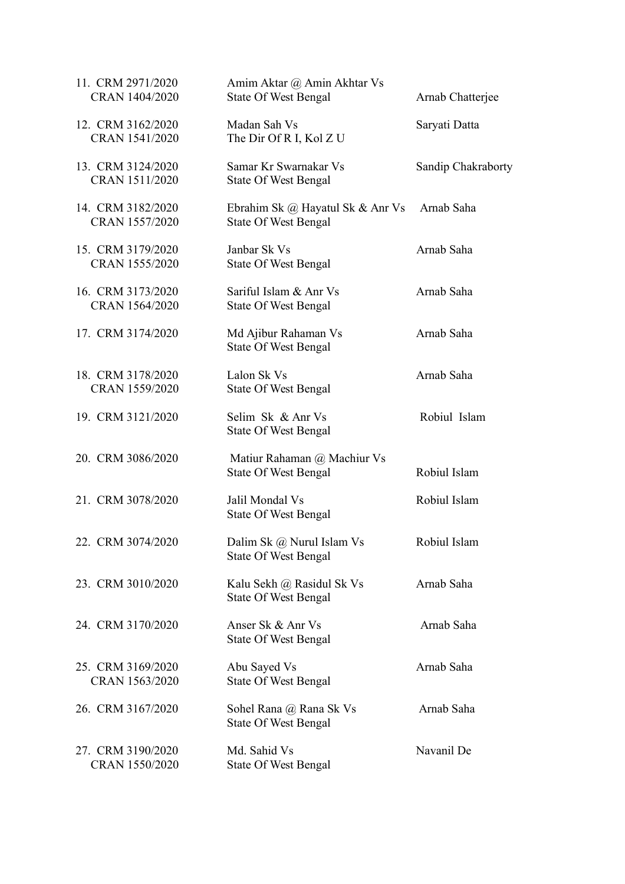| | | |
|---|---|---|
| 11. CRM 2971/2020<br>CRAN 1404/2020 | Amim Aktar @ Amin Akhtar Vs<br>State Of West Bengal | Arnab Chatterjee |
| 12. CRM 3162/2020<br>CRAN 1541/2020 | Madan Sah Vs<br>The Dir Of R I, Kol Z U | Saryati Datta |
| 13. CRM 3124/2020<br>CRAN 1511/2020 | Samar Kr Swarnakar Vs<br>State Of West Bengal | Sandip Chakraborty |
| 14. CRM 3182/2020<br>CRAN 1557/2020 | Ebrahim Sk @ Hayatul Sk & Anr Vs<br>State Of West Bengal | Arnab Saha |
| 15. CRM 3179/2020<br>CRAN 1555/2020 | Janbar Sk Vs<br>State Of West Bengal | Arnab Saha |
| 16. CRM 3173/2020<br>CRAN 1564/2020 | Sariful Islam & Anr Vs<br>State Of West Bengal | Arnab Saha |
| 17. CRM 3174/2020 | Md Ajibur Rahaman Vs<br>State Of West Bengal | Arnab Saha |
| 18. CRM 3178/2020<br>CRAN 1559/2020 | Lalon Sk Vs<br>State Of West Bengal | Arnab Saha |
| 19. CRM 3121/2020 | Selim Sk & Anr Vs<br>State Of West Bengal | Robiul Islam |
| 20. CRM 3086/2020 | Matiur Rahaman @ Machiur Vs<br>State Of West Bengal | Robiul Islam |
| 21. CRM 3078/2020 | Jalil Mondal Vs<br>State Of West Bengal | Robiul Islam |
| 22. CRM 3074/2020 | Dalim Sk @ Nurul Islam Vs<br>State Of West Bengal | Robiul Islam |
| 23. CRM 3010/2020 | Kalu Sekh @ Rasidul Sk Vs<br>State Of West Bengal | Arnab Saha |
| 24. CRM 3170/2020 | Anser Sk & Anr Vs<br>State Of West Bengal | Arnab Saha |
| 25. CRM 3169/2020<br>CRAN 1563/2020 | Abu Sayed Vs<br>State Of West Bengal | Arnab Saha |
| 26. CRM 3167/2020 | Sohel Rana @ Rana Sk Vs<br>State Of West Bengal | Arnab Saha |
| 27. CRM 3190/2020<br>CRAN 1550/2020 | Md. Sahid Vs<br>State Of West Bengal | Navanil De |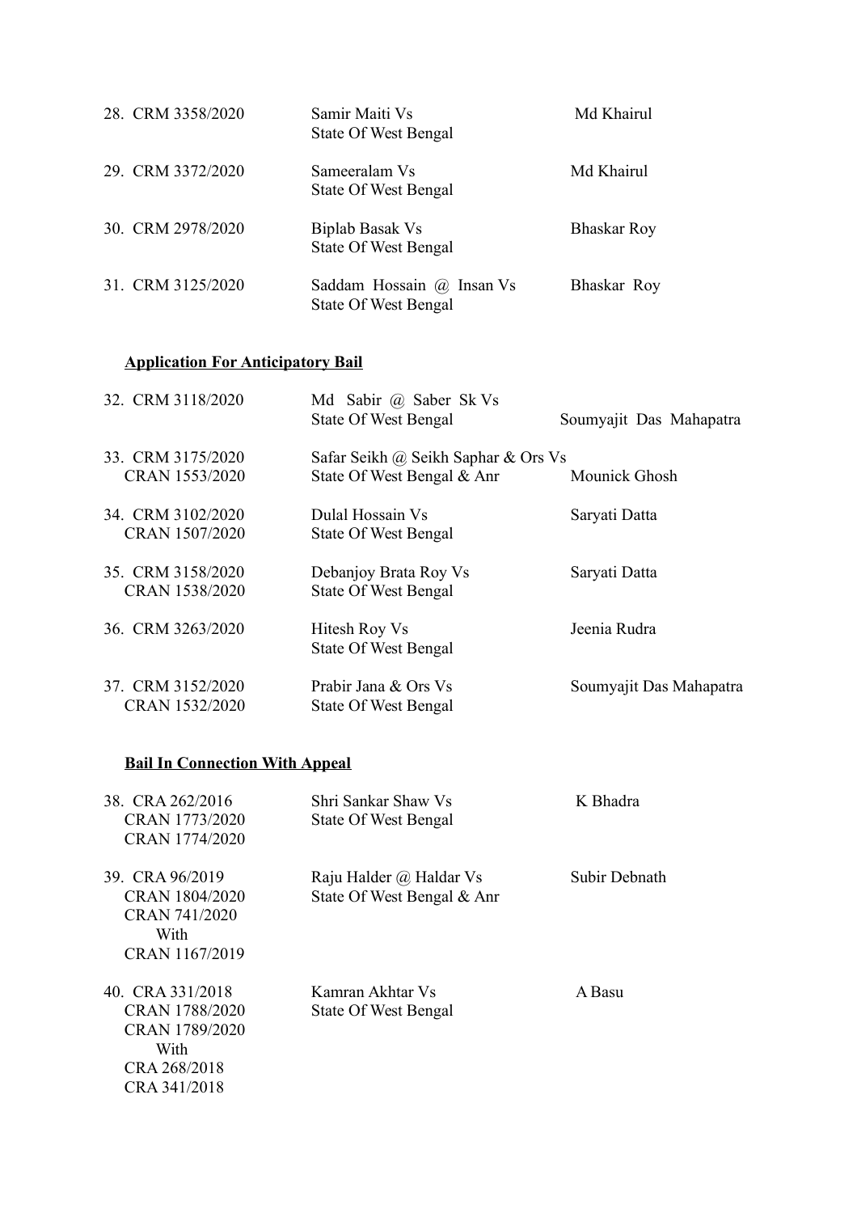| | | |
|---|---|---|
| 28. CRM 3358/2020 | Samir Maiti Vs<br>State Of West Bengal | Md Khairul |
| 29. CRM 3372/2020 | Sameeralam Vs<br>State Of West Bengal | Md Khairul |
| 30. CRM 2978/2020 | Biplab Basak Vs<br>State Of West Bengal | Bhaskar Roy |
| 31. CRM 3125/2020 | Saddam Hossain @ Insan Vs<br>State Of West Bengal | Bhaskar Roy |

**Application For Anticipatory Bail**

| | | |
|---|---|---|
| 32. CRM 3118/2020 | Md Sabir @ Saber Sk Vs<br>State Of West Bengal | Soumyajit Das Mahapatra |
| 33. CRM 3175/2020<br>CRAN 1553/2020 | Safar Seikh @ Seikh Saphar & Ors Vs<br>State Of West Bengal & Anr | Mounick Ghosh |
| 34. CRM 3102/2020<br>CRAN 1507/2020 | Dulal Hossain Vs<br>State Of West Bengal | Saryati Datta |
| 35. CRM 3158/2020<br>CRAN 1538/2020 | Debanjoy Brata Roy Vs<br>State Of West Bengal | Saryati Datta |
| 36. CRM 3263/2020 | Hitesh Roy Vs<br>State Of West Bengal | Jeenia Rudra |
| 37. CRM 3152/2020<br>CRAN 1532/2020 | Prabir Jana & Ors Vs<br>State Of West Bengal | Soumyajit Das Mahapatra |

**Bail In Connection With Appeal**

| | | |
|---|---|---|
| 38. CRA 262/2016<br>CRAN 1773/2020<br>CRAN 1774/2020 | Shri Sankar Shaw Vs<br>State Of West Bengal | K Bhadra |
| 39. CRA 96/2019<br>CRAN 1804/2020<br>CRAN 741/2020<br>With<br>CRAN 1167/2019 | Raju Halder @ Haldar Vs<br>State Of West Bengal & Anr | Subir Debnath |
| 40. CRA 331/2018<br>CRAN 1788/2020<br>CRAN 1789/2020<br>With<br>CRA 268/2018<br>CRA 341/2018 | Kamran Akhtar Vs<br>State Of West Bengal | A Basu |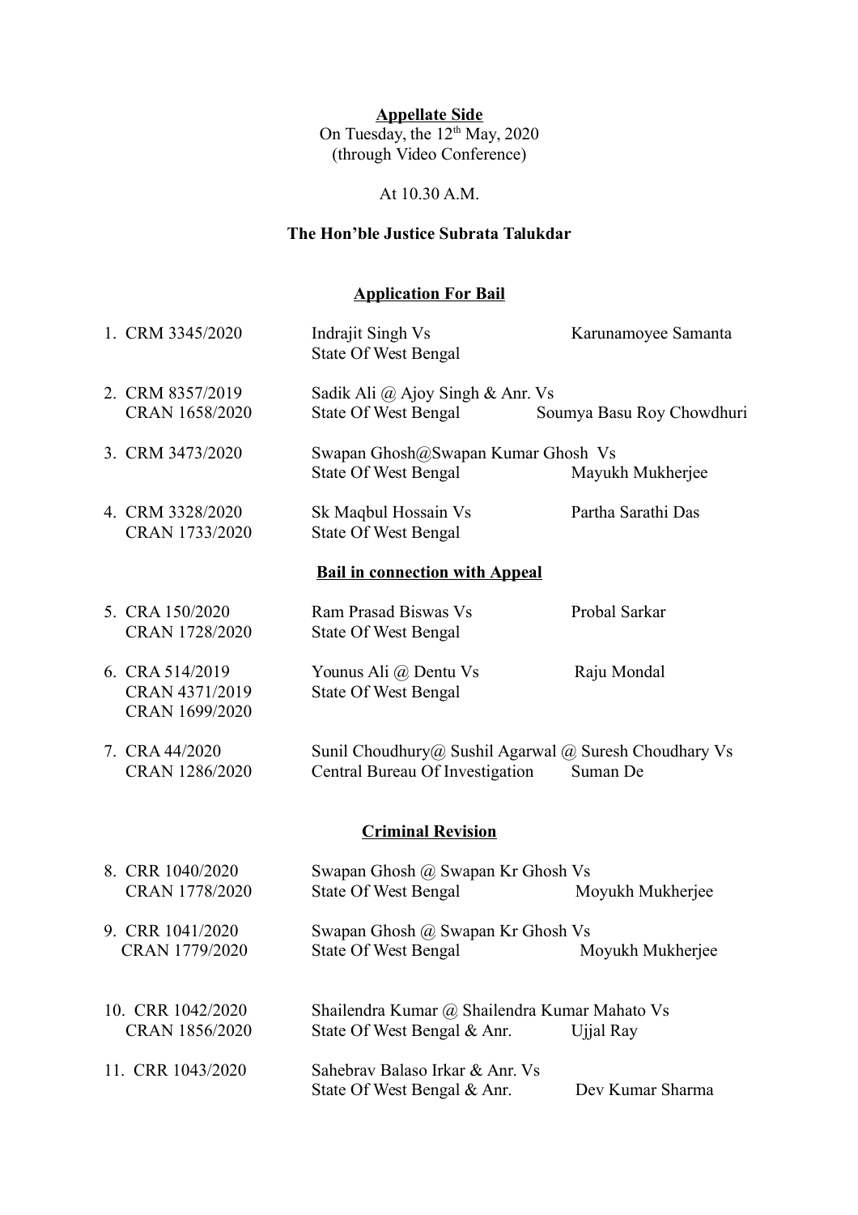**Appellate Side**

On Tuesday, the 12th May, 2020
(through Video Conference)

At 10.30 A.M.

**The Hon'ble Justice Subrata Talukdar**

**Application For Bail**

| | | |
|---|---|---|
| 1. CRM 3345/2020 | Indrajit Singh Vs State Of West Bengal | Karunamoyee Samanta |
| 2. CRM 8357/2019 CRAN 1658/2020 | Sadik Ali @ Ajoy Singh & Anr. Vs State Of West Bengal | Soumya Basu Roy Chowdhuri |
| 3. CRM 3473/2020 | Swapan Ghosh@Swapan Kumar Ghosh Vs State Of West Bengal | Mayukh Mukherjee |
| 4. CRM 3328/2020 CRAN 1733/2020 | Sk Maqbul Hossain Vs State Of West Bengal | Partha Sarathi Das |

**Bail in connection with Appeal**

| | | |
|---|---|---|
| 5. CRA 150/2020 CRAN 1728/2020 | Ram Prasad Biswas Vs State Of West Bengal | Probal Sarkar |
| 6. CRA 514/2019 CRAN 4371/2019 CRAN 1699/2020 | Younus Ali @ Dentu Vs State Of West Bengal | Raju Mondal |
| 7. CRA 44/2020 CRAN 1286/2020 | Sunil Choudhury@ Sushil Agarwal @ Suresh Choudhary Vs Central Bureau Of Investigation | Suman De |

**Criminal Revision**

| | | |
|---|---|---|
| 8. CRR 1040/2020 CRAN 1778/2020 | Swapan Ghosh @ Swapan Kr Ghosh Vs State Of West Bengal | Moyukh Mukherjee |
| 9. CRR 1041/2020 CRAN 1779/2020 | Swapan Ghosh @ Swapan Kr Ghosh Vs State Of West Bengal | Moyukh Mukherjee |
| 10. CRR 1042/2020 CRAN 1856/2020 | Shailendra Kumar @ Shailendra Kumar Mahato Vs State Of West Bengal & Anr. | Ujjal Ray |
| 11. CRR 1043/2020 | Sahebrav Balaso Irkar & Anr. Vs State Of West Bengal & Anr. | Dev Kumar Sharma |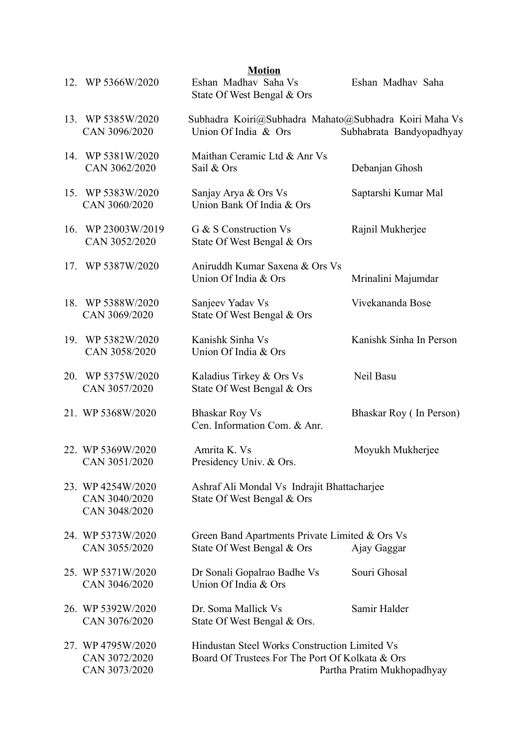**Motion**

| No. | Case No. | Parties | Advocate |
|---|---|---|---|
| 12. | WP 5366W/2020 | Eshan Madhav Saha Vs State Of West Bengal & Ors | Eshan Madhav Saha |
| 13. | WP 5385W/2020<br>CAN 3096/2020 | Subhadra Koiri@Subhadra Mahato@Subhadra Koiri Maha Vs Union Of India & Ors | Subhabrata Bandyopadhyay |
| 14. | WP 5381W/2020<br>CAN 3062/2020 | Maithan Ceramic Ltd & Anr Vs Sail & Ors | Debanjan Ghosh |
| 15. | WP 5383W/2020<br>CAN 3060/2020 | Sanjay Arya & Ors Vs Union Bank Of India & Ors | Saptarshi Kumar Mal |
| 16. | WP 23003W/2019<br>CAN 3052/2020 | G & S Construction Vs State Of West Bengal & Ors | Rajnil Mukherjee |
| 17. | WP 5387W/2020 | Aniruddh Kumar Saxena & Ors Vs Union Of India & Ors | Mrinalini Majumdar |
| 18. | WP 5388W/2020<br>CAN 3069/2020 | Sanjeev Yadav Vs State Of West Bengal & Ors | Vivekananda Bose |
| 19. | WP 5382W/2020<br>CAN 3058/2020 | Kanishk Sinha Vs Union Of India & Ors | Kanishk Sinha In Person |
| 20. | WP 5375W/2020<br>CAN 3057/2020 | Kaladius Tirkey & Ors Vs State Of West Bengal & Ors | Neil Basu |
| 21. | WP 5368W/2020 | Bhaskar Roy Vs Cen. Information Com. & Anr. | Bhaskar Roy ( In Person) |
| 22. | WP 5369W/2020<br>CAN 3051/2020 | Amrita K. Vs Presidency Univ. & Ors. | Moyukh Mukherjee |
| 23. | WP 4254W/2020<br>CAN 3040/2020<br>CAN 3048/2020 | Ashraf Ali Mondal Vs State Of West Bengal & Ors | Indrajit Bhattacharjee |
| 24. | WP 5373W/2020<br>CAN 3055/2020 | Green Band Apartments Private Limited & Ors Vs State Of West Bengal & Ors | Ajay Gaggar |
| 25. | WP 5371W/2020<br>CAN 3046/2020 | Dr Sonali Gopalrao Badhe Vs Union Of India & Ors | Souri Ghosal |
| 26. | WP 5392W/2020<br>CAN 3076/2020 | Dr. Soma Mallick Vs State Of West Bengal & Ors. | Samir Halder |
| 27. | WP 4795W/2020<br>CAN 3072/2020<br>CAN 3073/2020 | Hindustan Steel Works Construction Limited Vs Board Of Trustees For The Port Of Kolkata & Ors | Partha Pratim Mukhopadhyay |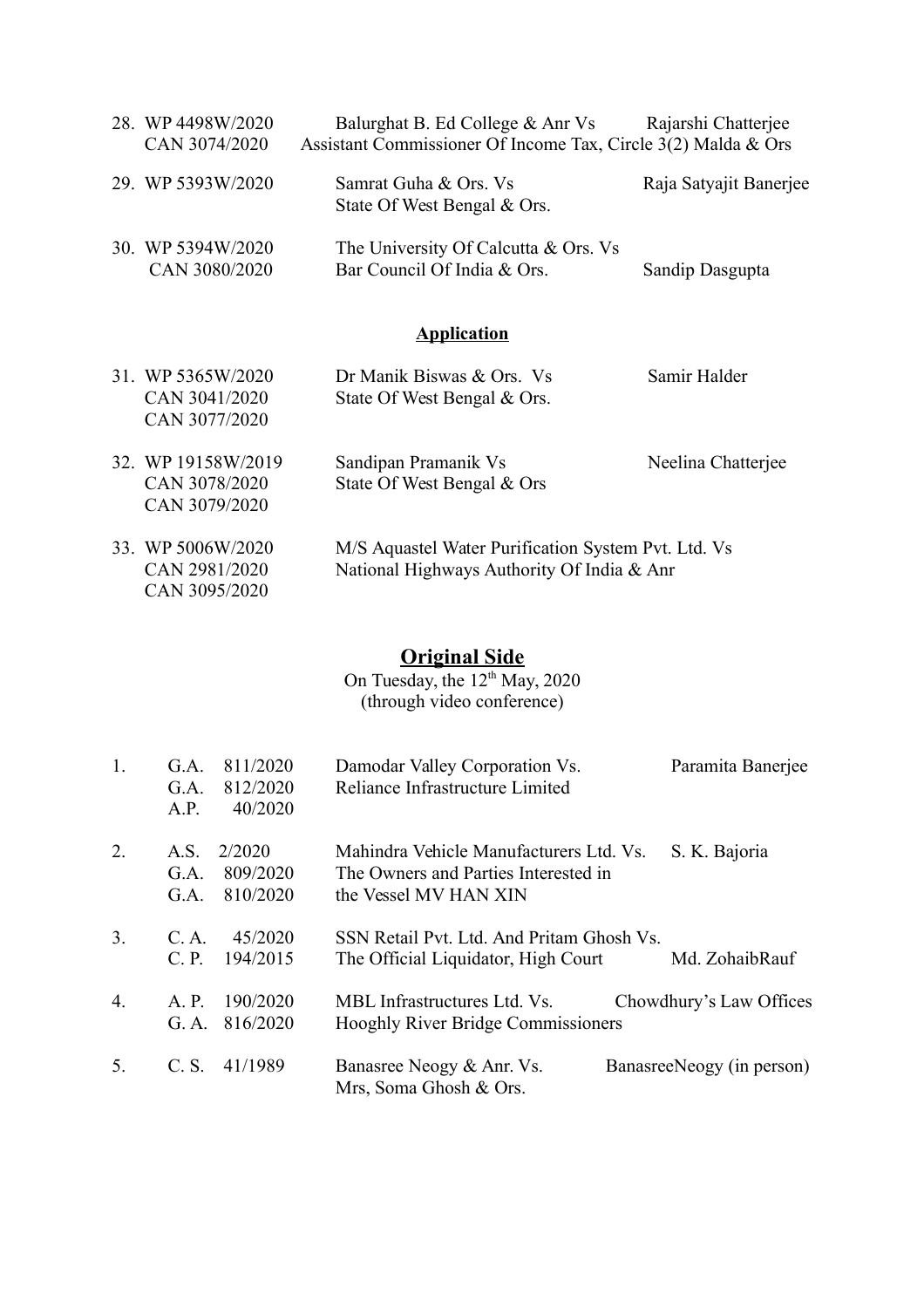| | | | |
|---|---|---|---|
| 28. | WP 4498W/2020<br>CAN 3074/2020 | Balurghat B. Ed College & Anr Vs<br>Assistant Commissioner Of Income Tax, Circle 3(2) Malda & Ors | Rajarshi Chatterjee |
| 29. | WP 5393W/2020 | Samrat Guha & Ors. Vs<br>State Of West Bengal & Ors. | Raja Satyajit Banerjee |
| 30. | WP 5394W/2020<br>CAN 3080/2020 | The University Of Calcutta & Ors. Vs<br>Bar Council Of India & Ors. | Sandip Dasgupta |

**Application**

| | | | |
|---|---|---|---|
| 31. | WP 5365W/2020<br>CAN 3041/2020<br>CAN 3077/2020 | Dr Manik Biswas & Ors. Vs<br>State Of West Bengal & Ors. | Samir Halder |
| 32. | WP 19158W/2019<br>CAN 3078/2020<br>CAN 3079/2020 | Sandipan Pramanik Vs<br>State Of West Bengal & Ors | Neelina Chatterjee |
| 33. | WP 5006W/2020<br>CAN 2981/2020<br>CAN 3095/2020 | M/S Aquastel Water Purification System Pvt. Ltd. Vs<br>National Highways Authority Of India & Anr | |

## Original Side

On Tuesday, the 12th May, 2020
(through video conference)

| | | | |
|---|---|---|---|
| 1. | G.A. 811/2020<br>G.A. 812/2020<br>A.P. 40/2020 | Damodar Valley Corporation Vs.<br>Reliance Infrastructure Limited | Paramita Banerjee |
| 2. | A.S. 2/2020<br>G.A. 809/2020<br>G.A. 810/2020 | Mahindra Vehicle Manufacturers Ltd. Vs.<br>The Owners and Parties Interested in<br>the Vessel MV HAN XIN | S. K. Bajoria |
| 3. | C. A. 45/2020<br>C. P. 194/2015 | SSN Retail Pvt. Ltd. And Pritam Ghosh Vs.<br>The Official Liquidator, High Court | Md. ZohaibRauf |
| 4. | A. P. 190/2020<br>G. A. 816/2020 | MBL Infrastructures Ltd. Vs.<br>Hooghly River Bridge Commissioners | Chowdhury's Law Offices |
| 5. | C. S. 41/1989 | Banasree Neogy & Anr. Vs.<br>Mrs, Soma Ghosh & Ors. | BanasreeNeogy (in person) |